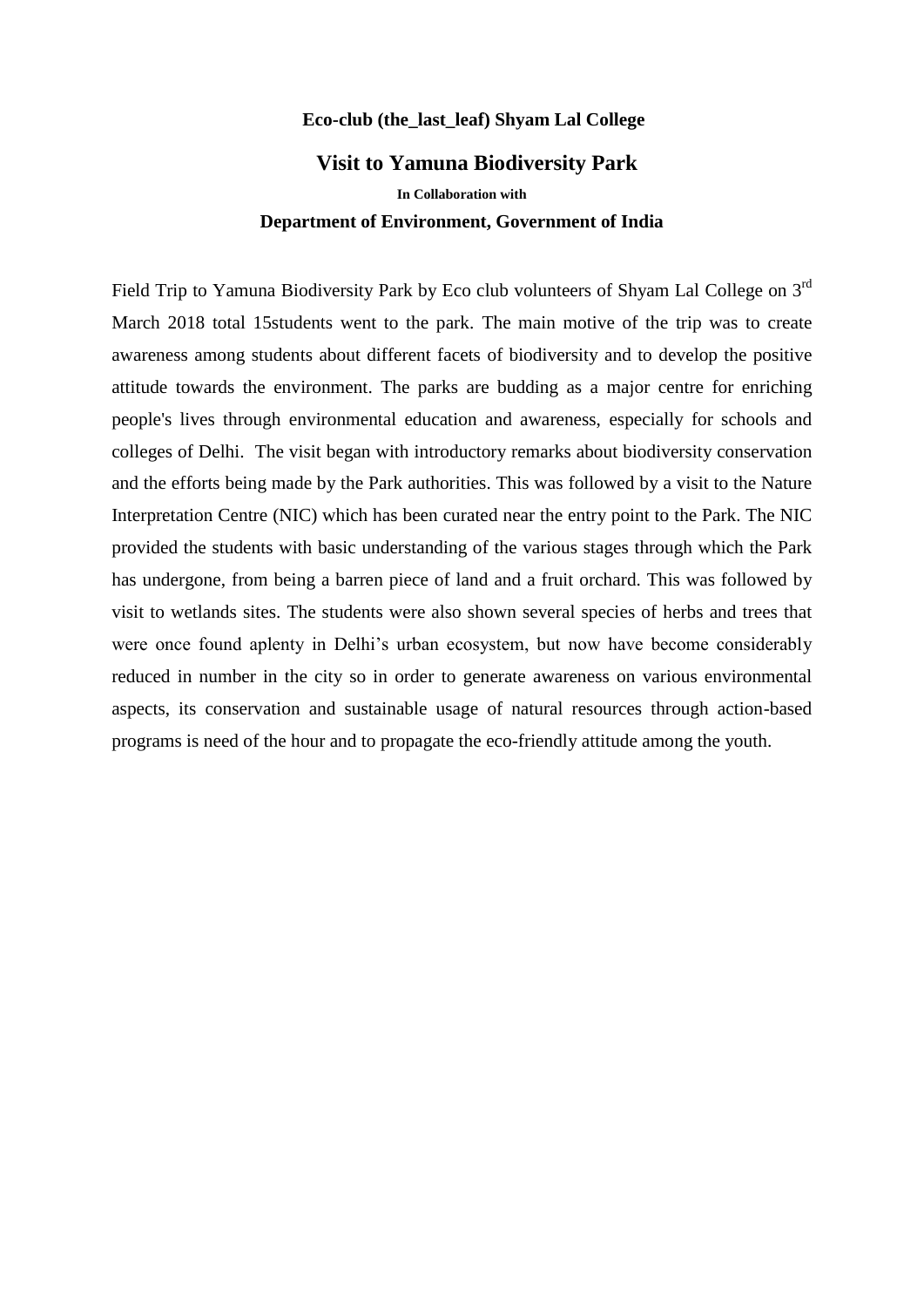**Eco-club (the_last_leaf) Shyam Lal College**

## Visit to Yamuna Biodiversity Park

**In Collaboration with**

**Department of Environment, Government of India**

Field Trip to Yamuna Biodiversity Park by Eco club volunteers of Shyam Lal College on 3rd March 2018 total 15students went to the park. The main motive of the trip was to create awareness among students about different facets of biodiversity and to develop the positive attitude towards the environment. The parks are budding as a major centre for enriching people's lives through environmental education and awareness, especially for schools and colleges of Delhi. The visit began with introductory remarks about biodiversity conservation and the efforts being made by the Park authorities. This was followed by a visit to the Nature Interpretation Centre (NIC) which has been curated near the entry point to the Park. The NIC provided the students with basic understanding of the various stages through which the Park has undergone, from being a barren piece of land and a fruit orchard. This was followed by visit to wetlands sites. The students were also shown several species of herbs and trees that were once found aplenty in Delhi's urban ecosystem, but now have become considerably reduced in number in the city so in order to generate awareness on various environmental aspects, its conservation and sustainable usage of natural resources through action-based programs is need of the hour and to propagate the eco-friendly attitude among the youth.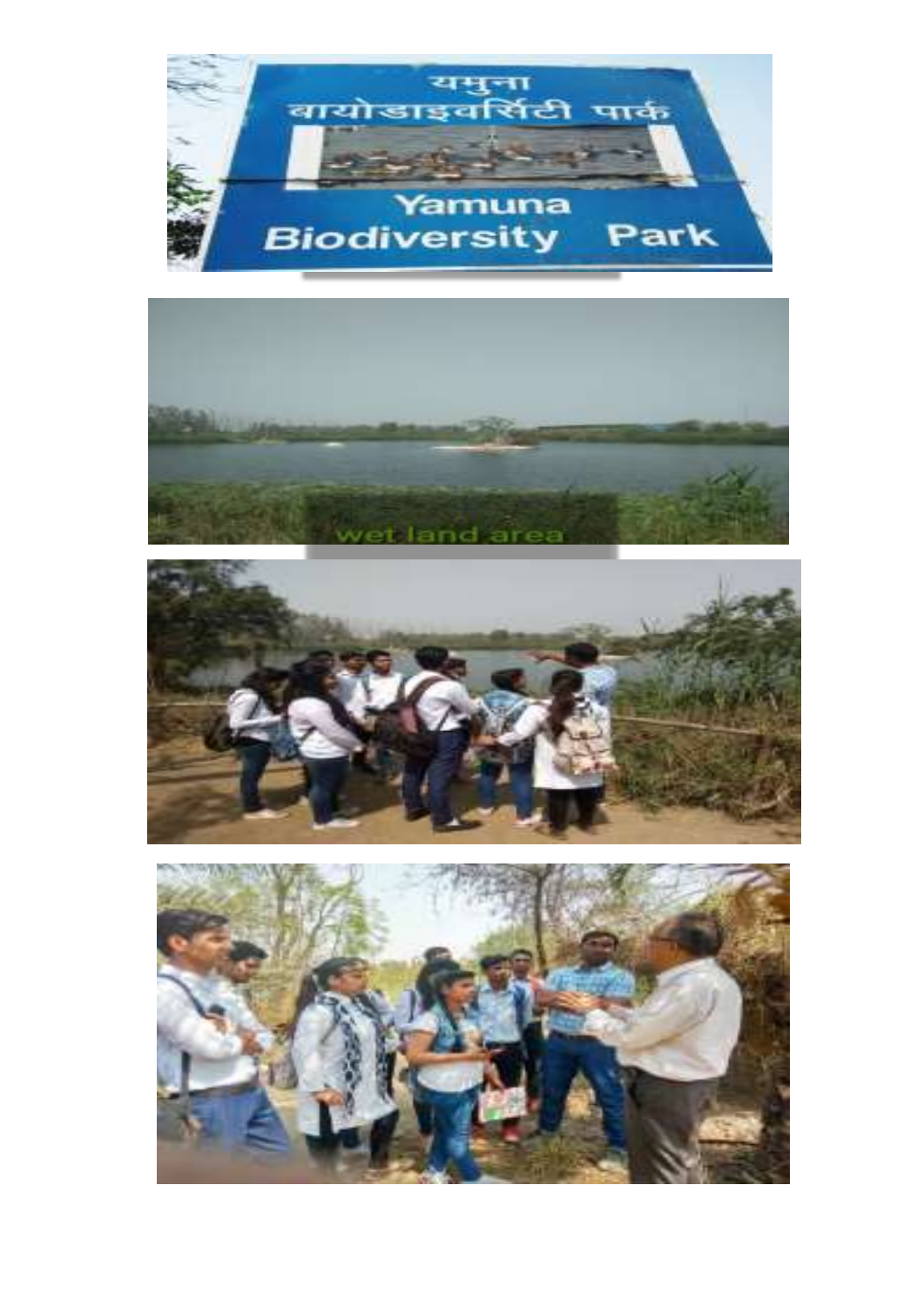wet land area